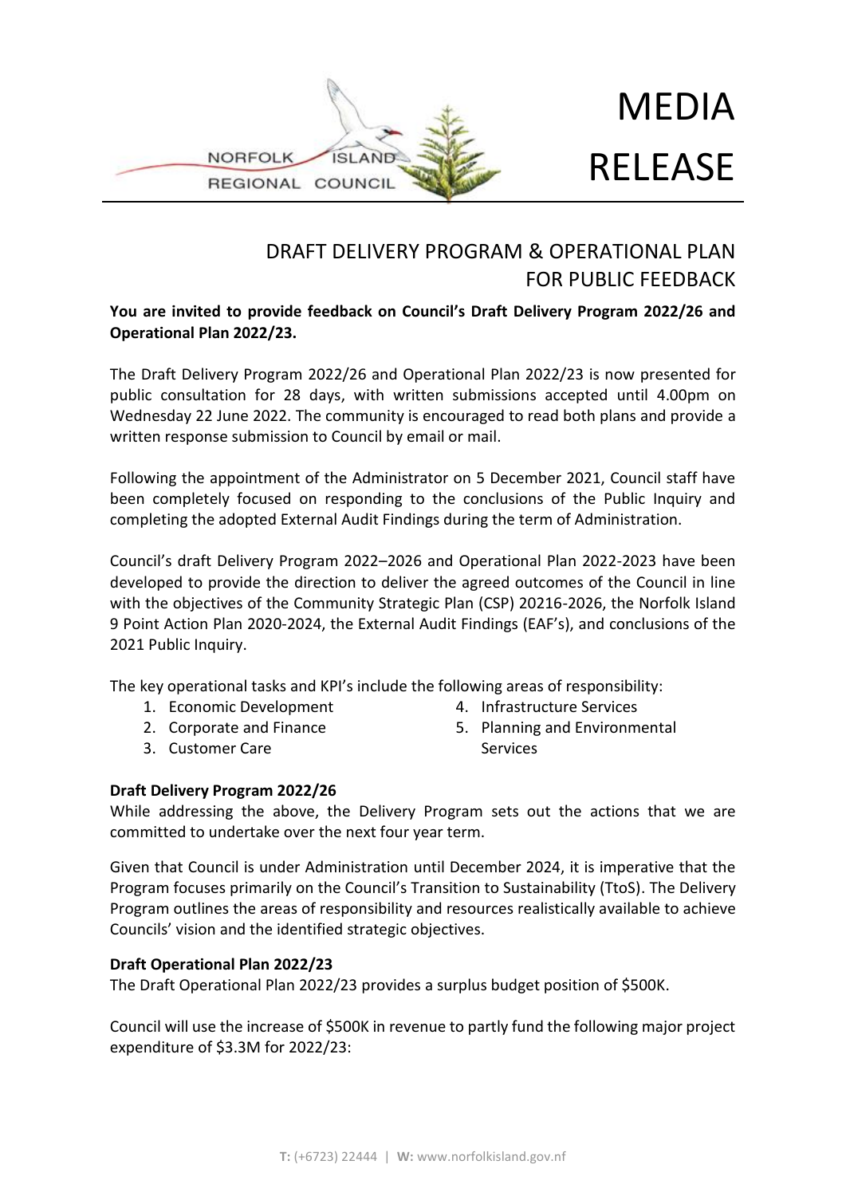NORFOLK ISLAND REGIONAL COUNCIL

# MEDIA RELEASE

## DRAFT DELIVERY PROGRAM & OPERATIONAL PLAN FOR PUBLIC FEEDBACK

**You are invited to provide feedback on Council's Draft Delivery Program 2022/26 and Operational Plan 2022/23.**

The Draft Delivery Program 2022/26 and Operational Plan 2022/23 is now presented for public consultation for 28 days, with written submissions accepted until 4.00pm on Wednesday 22 June 2022. The community is encouraged to read both plans and provide a written response submission to Council by email or mail.

Following the appointment of the Administrator on 5 December 2021, Council staff have been completely focused on responding to the conclusions of the Public Inquiry and completing the adopted External Audit Findings during the term of Administration.

Council's draft Delivery Program 2022–2026 and Operational Plan 2022-2023 have been developed to provide the direction to deliver the agreed outcomes of the Council in line with the objectives of the Community Strategic Plan (CSP) 20216-2026, the Norfolk Island 9 Point Action Plan 2020-2024, the External Audit Findings (EAF's), and conclusions of the 2021 Public Inquiry.

The key operational tasks and KPI's include the following areas of responsibility:

1. Economic Development
2. Corporate and Finance
3. Customer Care
4. Infrastructure Services
5. Planning and Environmental Services

**Draft Delivery Program 2022/26**

While addressing the above, the Delivery Program sets out the actions that we are committed to undertake over the next four year term.

Given that Council is under Administration until December 2024, it is imperative that the Program focuses primarily on the Council's Transition to Sustainability (TtoS). The Delivery Program outlines the areas of responsibility and resources realistically available to achieve Councils' vision and the identified strategic objectives.

**Draft Operational Plan 2022/23**

The Draft Operational Plan 2022/23 provides a surplus budget position of $500K.

Council will use the increase of $500K in revenue to partly fund the following major project expenditure of $3.3M for 2022/23: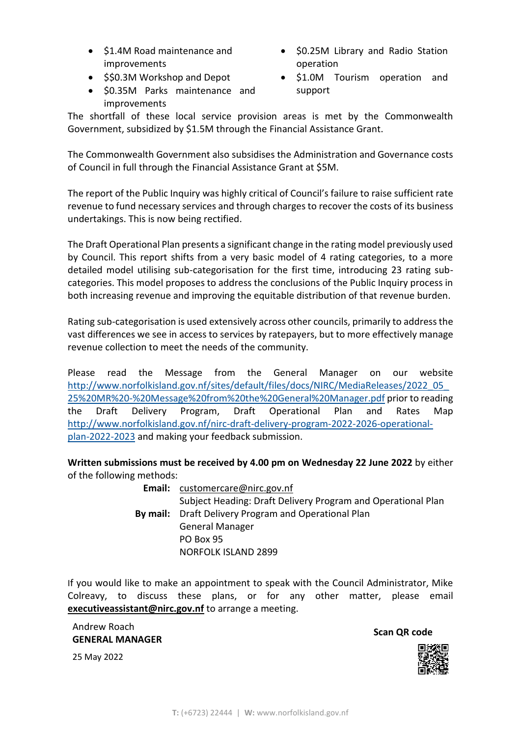- $1.4M Road maintenance and improvements
- $$0.3M Workshop and Depot
- $0.35M Parks maintenance and improvements
- $0.25M Library and Radio Station operation
- $1.0M Tourism operation and support

The shortfall of these local service provision areas is met by the Commonwealth Government, subsidized by $1.5M through the Financial Assistance Grant.

The Commonwealth Government also subsidises the Administration and Governance costs of Council in full through the Financial Assistance Grant at $5M.

The report of the Public Inquiry was highly critical of Council's failure to raise sufficient rate revenue to fund necessary services and through charges to recover the costs of its business undertakings. This is now being rectified.

The Draft Operational Plan presents a significant change in the rating model previously used by Council. This report shifts from a very basic model of 4 rating categories, to a more detailed model utilising sub-categorisation for the first time, introducing 23 rating sub-categories. This model proposes to address the conclusions of the Public Inquiry process in both increasing revenue and improving the equitable distribution of that revenue burden.

Rating sub-categorisation is used extensively across other councils, primarily to address the vast differences we see in access to services by ratepayers, but to more effectively manage revenue collection to meet the needs of the community.

Please read the Message from the General Manager on our website [http://www.norfolkisland.gov.nf/sites/default/files/docs/NIRC/MediaReleases/2022_05_25%20MR%20-%20Message%20from%20the%20General%20Manager.pdf](http://www.norfolkisland.gov.nf/sites/default/files/docs/NIRC/MediaReleases/2022_05_25%20MR%20-%20Message%20from%20the%20General%20Manager.pdf) prior to reading the Draft Delivery Program, Draft Operational Plan and Rates Map [http://www.norfolkisland.gov.nf/nirc-draft-delivery-program-2022-2026-operational-plan-2022-2023](http://www.norfolkisland.gov.nf/nirc-draft-delivery-program-2022-2026-operational-plan-2022-2023) and making your feedback submission.

**Written submissions must be received by 4.00 pm on Wednesday 22 June 2022** by either of the following methods:

**Email:** customercare@nirc.gov.nf
Subject Heading: Draft Delivery Program and Operational Plan

**By mail:** Draft Delivery Program and Operational Plan
General Manager
PO Box 95
NORFOLK ISLAND 2899

If you would like to make an appointment to speak with the Council Administrator, Mike Colreavy, to discuss these plans, or for any other matter, please email **executiveassistant@nirc.gov.nf** to arrange a meeting.

Andrew Roach
**GENERAL MANAGER**

25 May 2022

**Scan QR code**